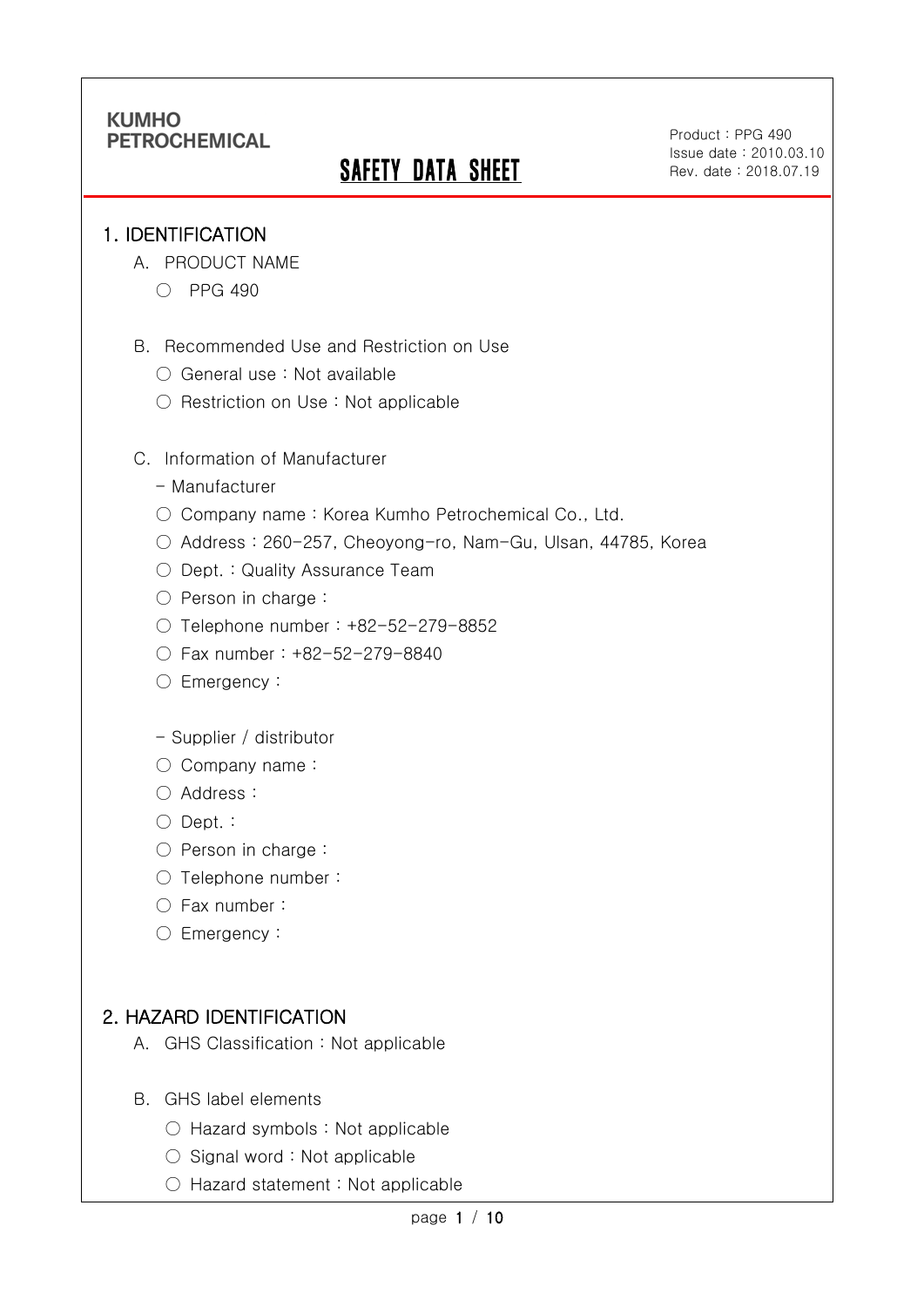**KUMHO PETROCHEMICAL**

# SAFETY DATA SHEET

Product : PPG 490
Issue date : 2010.03.10
Rev. date : 2018.07.19

## 1. IDENTIFICATION

A. PRODUCT NAME

○ PPG 490

B. Recommended Use and Restriction on Use

○ General use : Not available

○ Restriction on Use : Not applicable

C. Information of Manufacturer

- Manufacturer

○ Company name : Korea Kumho Petrochemical Co., Ltd.

○ Address : 260-257, Cheoyong-ro, Nam-Gu, Ulsan, 44785, Korea

○ Dept. : Quality Assurance Team

○ Person in charge :

○ Telephone number : +82-52-279-8852

○ Fax number : +82-52-279-8840

○ Emergency :

- Supplier / distributor

○ Company name :

○ Address :

○ Dept. :

○ Person in charge :

○ Telephone number :

○ Fax number :

○ Emergency :

## 2. HAZARD IDENTIFICATION

A. GHS Classification : Not applicable

B. GHS label elements

○ Hazard symbols : Not applicable

○ Signal word : Not applicable

○ Hazard statement : Not applicable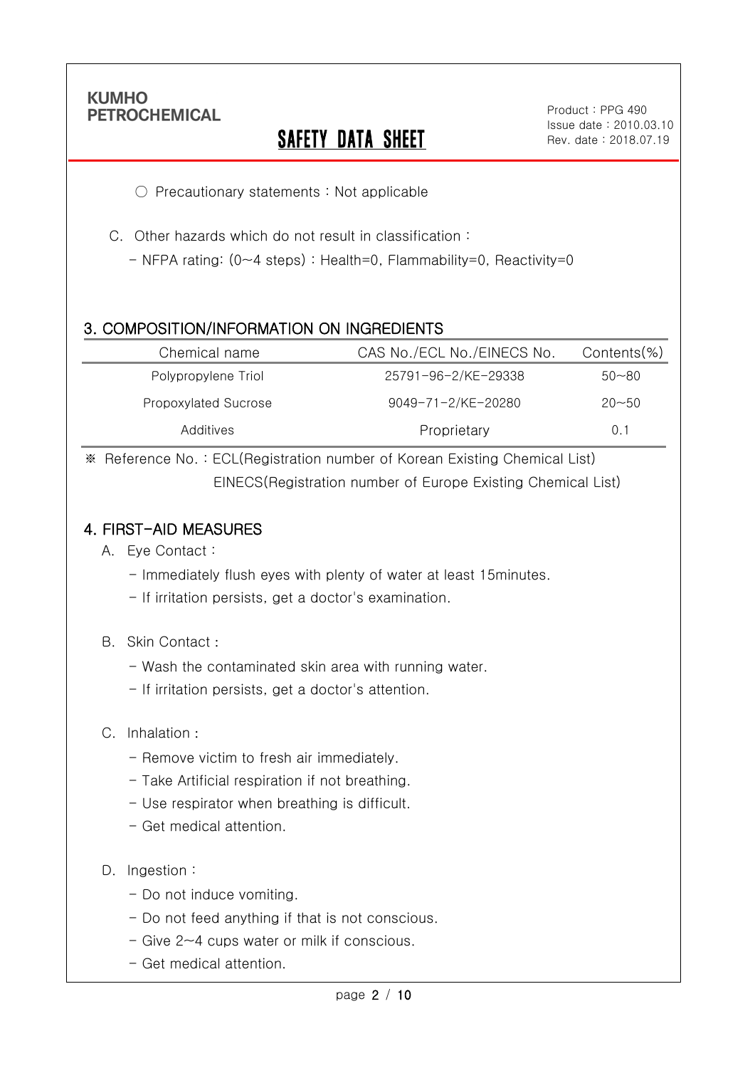○ Precautionary statements : Not applicable

C. Other hazards which do not result in classification :

- NFPA rating: (0~4 steps) : Health=0, Flammability=0, Reactivity=0

## 3. COMPOSITION/INFORMATION ON INGREDIENTS

| Chemical name | CAS No./ECL No./EINECS No. | Contents(%) |
|---|---|---|
| Polypropylene Triol | 25791-96-2/KE-29338 | 50~80 |
| Propoxylated Sucrose | 9049-71-2/KE-20280 | 20~50 |
| Additives | Proprietary | 0.1 |

※ Reference No. : ECL(Registration number of Korean Existing Chemical List)
EINECS(Registration number of Europe Existing Chemical List)

## 4. FIRST-AID MEASURES

A. Eye Contact :

- Immediately flush eyes with plenty of water at least 15minutes.
- If irritation persists, get a doctor's examination.

B. Skin Contact :

- Wash the contaminated skin area with running water.
- If irritation persists, get a doctor's attention.

C. Inhalation :

- Remove victim to fresh air immediately.
- Take Artificial respiration if not breathing.
- Use respirator when breathing is difficult.
- Get medical attention.

D. Ingestion :

- Do not induce vomiting.
- Do not feed anything if that is not conscious.
- Give 2~4 cups water or milk if conscious.
- Get medical attention.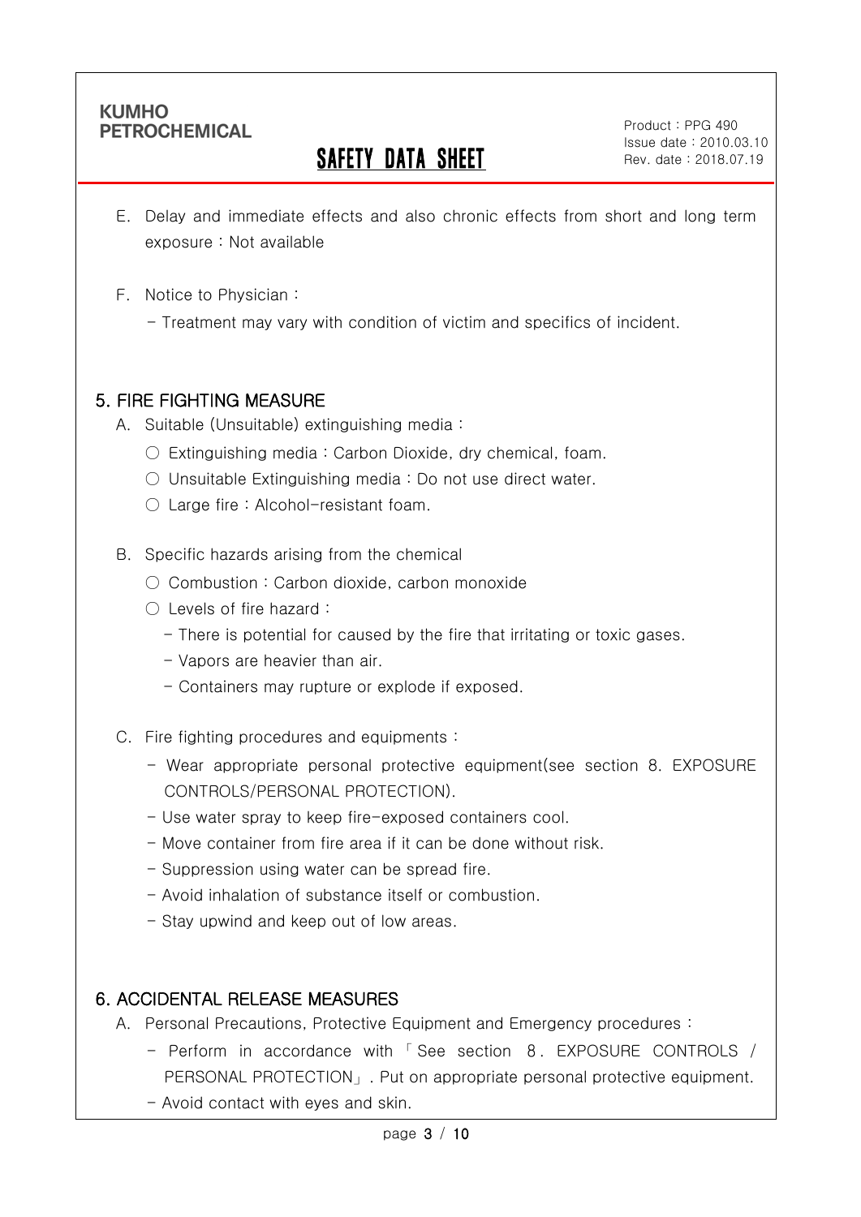E. Delay and immediate effects and also chronic effects from short and long term exposure : Not available

F. Notice to Physician :
   - Treatment may vary with condition of victim and specifics of incident.

## 5. FIRE FIGHTING MEASURE

A. Suitable (Unsuitable) extinguishing media :
   ○ Extinguishing media : Carbon Dioxide, dry chemical, foam.
   ○ Unsuitable Extinguishing media : Do not use direct water.
   ○ Large fire : Alcohol-resistant foam.

B. Specific hazards arising from the chemical
   ○ Combustion : Carbon dioxide, carbon monoxide
   ○ Levels of fire hazard :
      - There is potential for caused by the fire that irritating or toxic gases.
      - Vapors are heavier than air.
      - Containers may rupture or explode if exposed.

C. Fire fighting procedures and equipments :
   - Wear appropriate personal protective equipment(see section 8. EXPOSURE CONTROLS/PERSONAL PROTECTION).
   - Use water spray to keep fire-exposed containers cool.
   - Move container from fire area if it can be done without risk.
   - Suppression using water can be spread fire.
   - Avoid inhalation of substance itself or combustion.
   - Stay upwind and keep out of low areas.

## 6. ACCIDENTAL RELEASE MEASURES

A. Personal Precautions, Protective Equipment and Emergency procedures :
   - Perform in accordance with 「See section 8. EXPOSURE CONTROLS / PERSONAL PROTECTION」. Put on appropriate personal protective equipment.
   - Avoid contact with eyes and skin.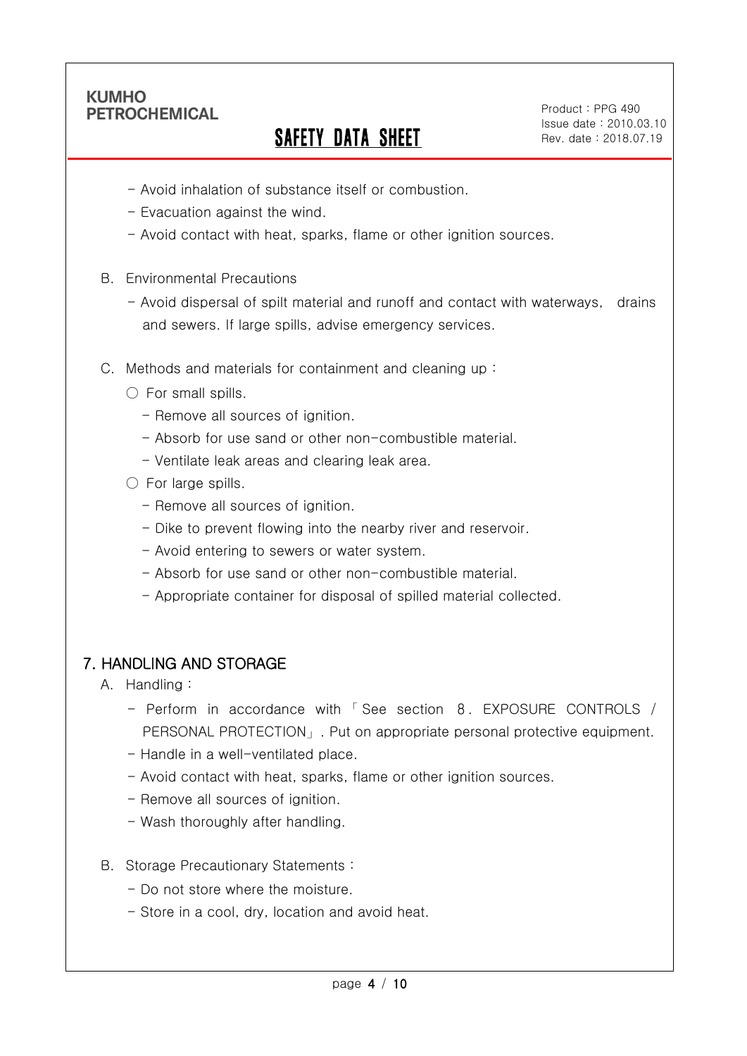- Avoid inhalation of substance itself or combustion.
- Evacuation against the wind.
- Avoid contact with heat, sparks, flame or other ignition sources.

B. Environmental Precautions

- Avoid dispersal of spilt material and runoff and contact with waterways, drains and sewers. If large spills, advise emergency services.

C. Methods and materials for containment and cleaning up :

○ For small spills.

- Remove all sources of ignition.
- Absorb for use sand or other non-combustible material.
- Ventilate leak areas and clearing leak area.

○ For large spills.

- Remove all sources of ignition.
- Dike to prevent flowing into the nearby river and reservoir.
- Avoid entering to sewers or water system.
- Absorb for use sand or other non-combustible material.
- Appropriate container for disposal of spilled material collected.

## 7. HANDLING AND STORAGE

A. Handling :

- Perform in accordance with 「See section 8. EXPOSURE CONTROLS / PERSONAL PROTECTION」. Put on appropriate personal protective equipment.
- Handle in a well-ventilated place.
- Avoid contact with heat, sparks, flame or other ignition sources.
- Remove all sources of ignition.
- Wash thoroughly after handling.

B. Storage Precautionary Statements :

- Do not store where the moisture.
- Store in a cool, dry, location and avoid heat.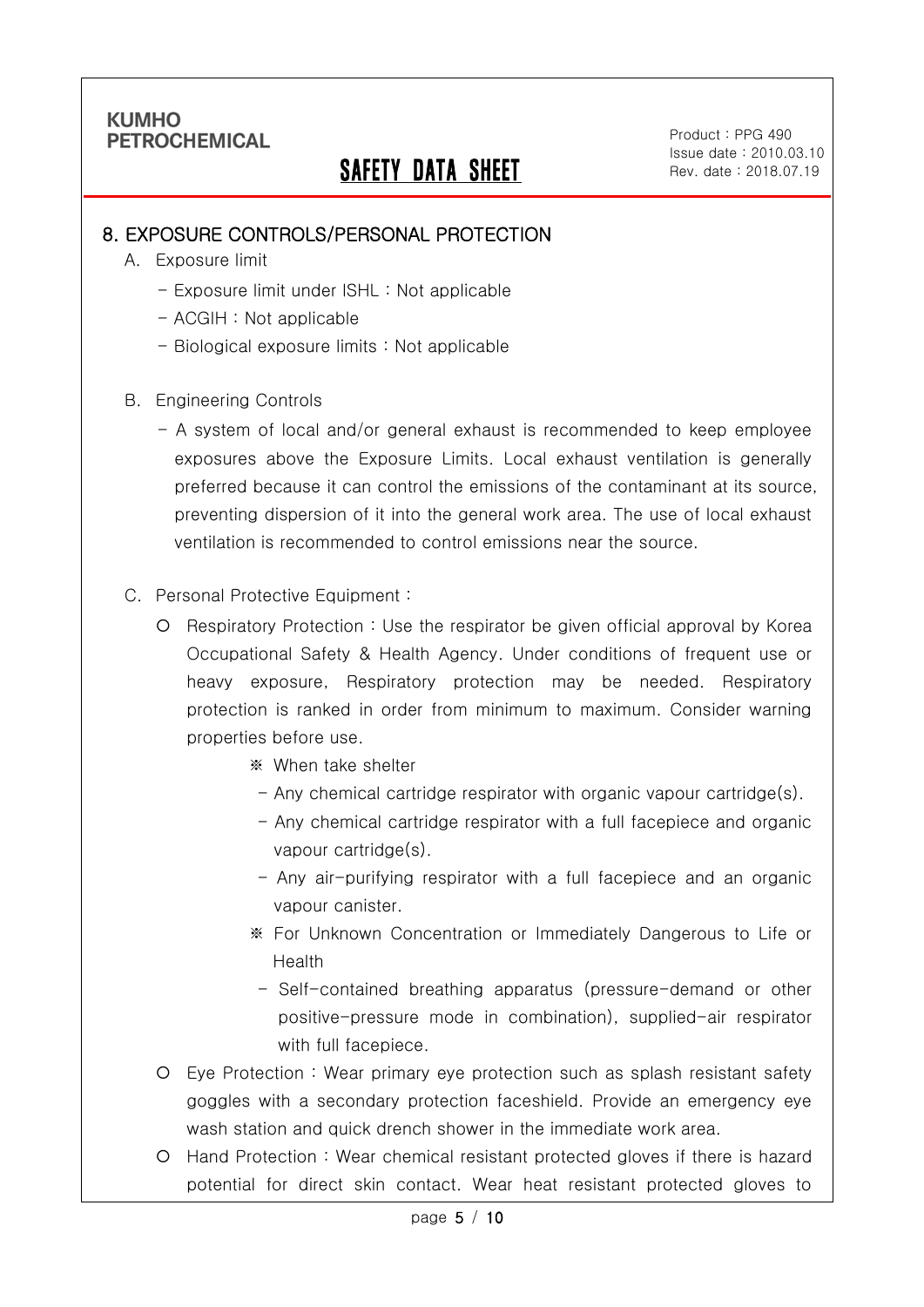## 8. EXPOSURE CONTROLS/PERSONAL PROTECTION

A. Exposure limit

- Exposure limit under ISHL : Not applicable
- ACGIH : Not applicable
- Biological exposure limits : Not applicable

B. Engineering Controls

- A system of local and/or general exhaust is recommended to keep employee exposures above the Exposure Limits. Local exhaust ventilation is generally preferred because it can control the emissions of the contaminant at its source, preventing dispersion of it into the general work area. The use of local exhaust ventilation is recommended to control emissions near the source.

C. Personal Protective Equipment :

- Respiratory Protection : Use the respirator be given official approval by Korea Occupational Safety & Health Agency. Under conditions of frequent use or heavy exposure, Respiratory protection may be needed. Respiratory protection is ranked in order from minimum to maximum. Consider warning properties before use.

  ※ When take shelter

  - Any chemical cartridge respirator with organic vapour cartridge(s).
  - Any chemical cartridge respirator with a full facepiece and organic vapour cartridge(s).
  - Any air-purifying respirator with a full facepiece and an organic vapour canister.

  ※ For Unknown Concentration or Immediately Dangerous to Life or Health

  - Self-contained breathing apparatus (pressure-demand or other positive-pressure mode in combination), supplied-air respirator with full facepiece.

- Eye Protection : Wear primary eye protection such as splash resistant safety goggles with a secondary protection faceshield. Provide an emergency eye wash station and quick drench shower in the immediate work area.
- Hand Protection : Wear chemical resistant protected gloves if there is hazard potential for direct skin contact. Wear heat resistant protected gloves to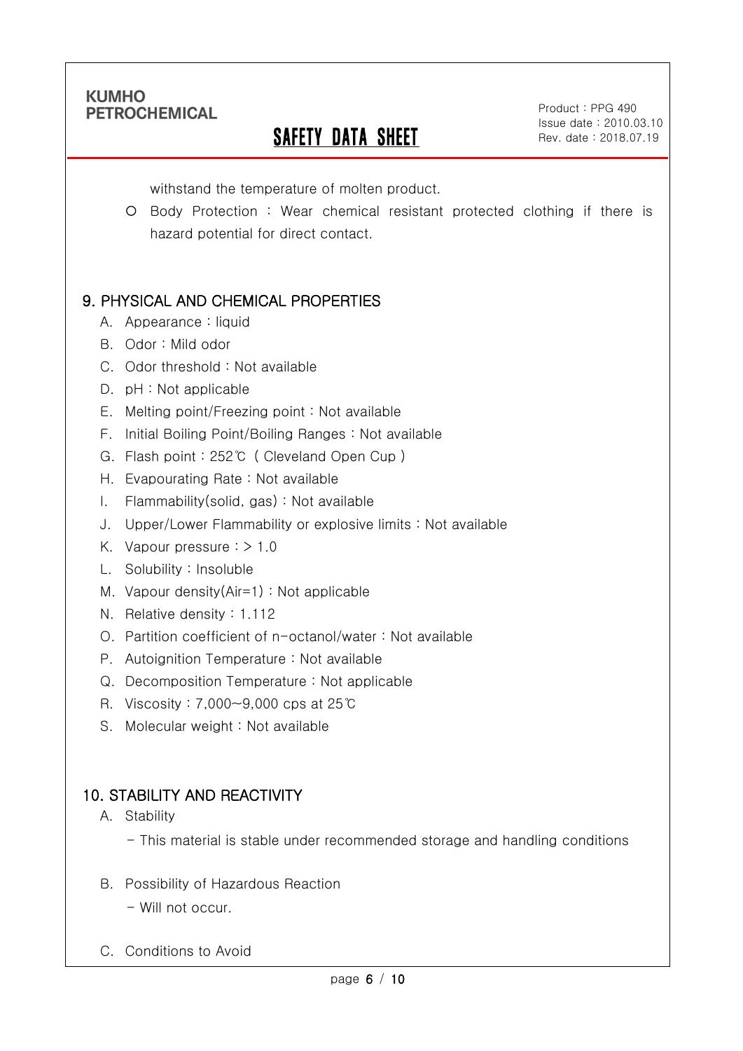withstand the temperature of molten product.

- Body Protection : Wear chemical resistant protected clothing if there is hazard potential for direct contact.

## 9. PHYSICAL AND CHEMICAL PROPERTIES

A. Appearance : liquid
B. Odor : Mild odor
C. Odor threshold : Not available
D. pH : Not applicable
E. Melting point/Freezing point : Not available
F. Initial Boiling Point/Boiling Ranges : Not available
G. Flash point : 252℃ ( Cleveland Open Cup )
H. Evapourating Rate : Not available
I. Flammability(solid, gas) : Not available
J. Upper/Lower Flammability or explosive limits : Not available
K. Vapour pressure : > 1.0
L. Solubility : Insoluble
M. Vapour density(Air=1) : Not applicable
N. Relative density : 1.112
O. Partition coefficient of n-octanol/water : Not available
P. Autoignition Temperature : Not available
Q. Decomposition Temperature : Not applicable
R. Viscosity : 7,000~9,000 cps at 25℃
S. Molecular weight : Not available

## 10. STABILITY AND REACTIVITY

A. Stability

- This material is stable under recommended storage and handling conditions

B. Possibility of Hazardous Reaction

- Will not occur.

C. Conditions to Avoid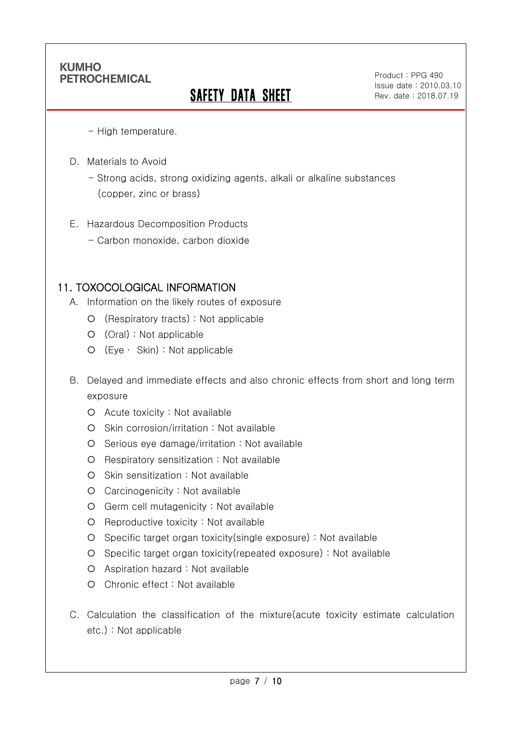- High temperature.

D. Materials to Avoid

- Strong acids, strong oxidizing agents, alkali or alkaline substances (copper, zinc or brass)

E. Hazardous Decomposition Products

- Carbon monoxide, carbon dioxide

## 11. TOXOCOLOGICAL INFORMATION

A. Information on the likely routes of exposure

- (Respiratory tracts) : Not applicable
- (Oral) : Not applicable
- (Eye · Skin) : Not applicable

B. Delayed and immediate effects and also chronic effects from short and long term exposure

- Acute toxicity : Not available
- Skin corrosion/irritation : Not available
- Serious eye damage/irritation : Not available
- Respiratory sensitization : Not available
- Skin sensitization : Not available
- Carcinogenicity : Not available
- Germ cell mutagenicity : Not available
- Reproductive toxicity : Not available
- Specific target organ toxicity(single exposure) : Not available
- Specific target organ toxicity(repeated exposure) : Not available
- Aspiration hazard : Not available
- Chronic effect : Not available

C. Calculation the classification of the mixture(acute toxicity estimate calculation etc.) : Not applicable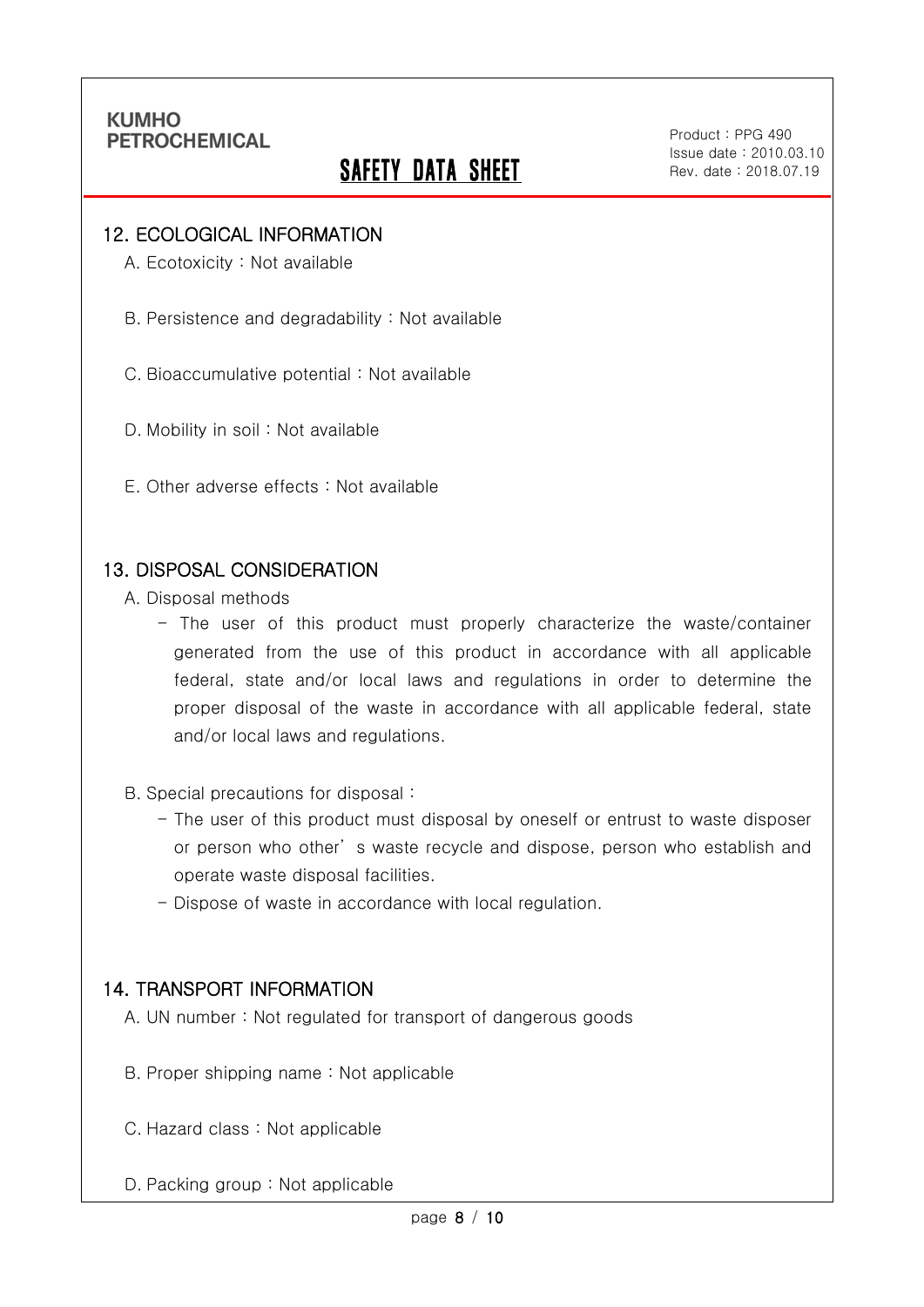## 12. ECOLOGICAL INFORMATION

A. Ecotoxicity : Not available

B. Persistence and degradability : Not available

C. Bioaccumulative potential : Not available

D. Mobility in soil : Not available

E. Other adverse effects : Not available

## 13. DISPOSAL CONSIDERATION

A. Disposal methods

- The user of this product must properly characterize the waste/container generated from the use of this product in accordance with all applicable federal, state and/or local laws and regulations in order to determine the proper disposal of the waste in accordance with all applicable federal, state and/or local laws and regulations.

B. Special precautions for disposal :

- The user of this product must disposal by oneself or entrust to waste disposer or person who other' s waste recycle and dispose, person who establish and operate waste disposal facilities.
- Dispose of waste in accordance with local regulation.

## 14. TRANSPORT INFORMATION

A. UN number : Not regulated for transport of dangerous goods

B. Proper shipping name : Not applicable

C. Hazard class : Not applicable

D. Packing group : Not applicable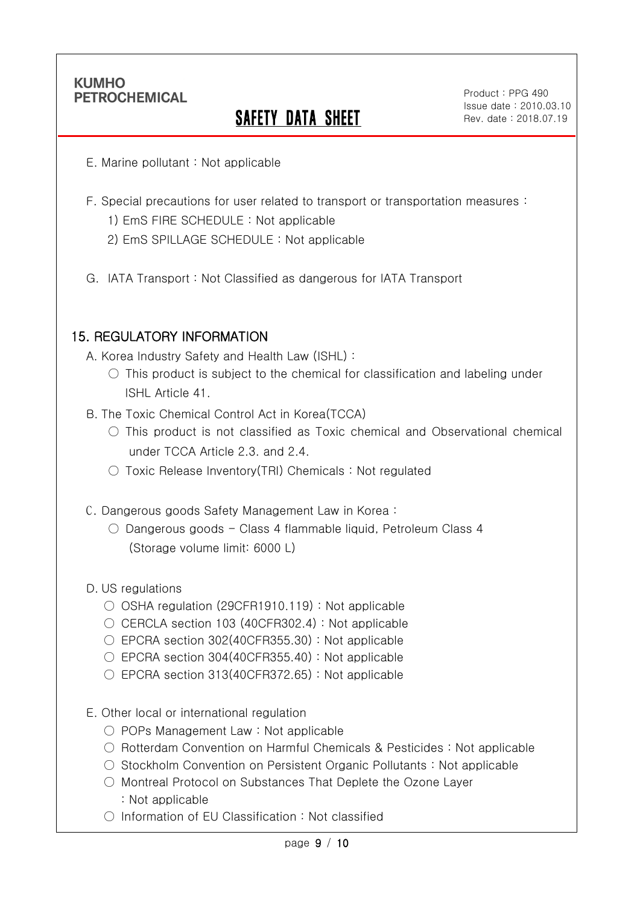E. Marine pollutant : Not applicable

F. Special precautions for user related to transport or transportation measures :

1) EmS FIRE SCHEDULE : Not applicable
2) EmS SPILLAGE SCHEDULE : Not applicable

G. IATA Transport : Not Classified as dangerous for IATA Transport

## 15. REGULATORY INFORMATION

A. Korea Industry Safety and Health Law (ISHL) :

○ This product is subject to the chemical for classification and labeling under ISHL Article 41.

B. The Toxic Chemical Control Act in Korea(TCCA)

○ This product is not classified as Toxic chemical and Observational chemical under TCCA Article 2.3. and 2.4.

○ Toxic Release Inventory(TRI) Chemicals : Not regulated

C. Dangerous goods Safety Management Law in Korea :

○ Dangerous goods – Class 4 flammable liquid, Petroleum Class 4 (Storage volume limit: 6000 L)

D. US regulations

○ OSHA regulation (29CFR1910.119) : Not applicable
○ CERCLA section 103 (40CFR302.4) : Not applicable
○ EPCRA section 302(40CFR355.30) : Not applicable
○ EPCRA section 304(40CFR355.40) : Not applicable
○ EPCRA section 313(40CFR372.65) : Not applicable

E. Other local or international regulation

○ POPs Management Law : Not applicable
○ Rotterdam Convention on Harmful Chemicals & Pesticides : Not applicable
○ Stockholm Convention on Persistent Organic Pollutants : Not applicable
○ Montreal Protocol on Substances That Deplete the Ozone Layer : Not applicable
○ Information of EU Classification : Not classified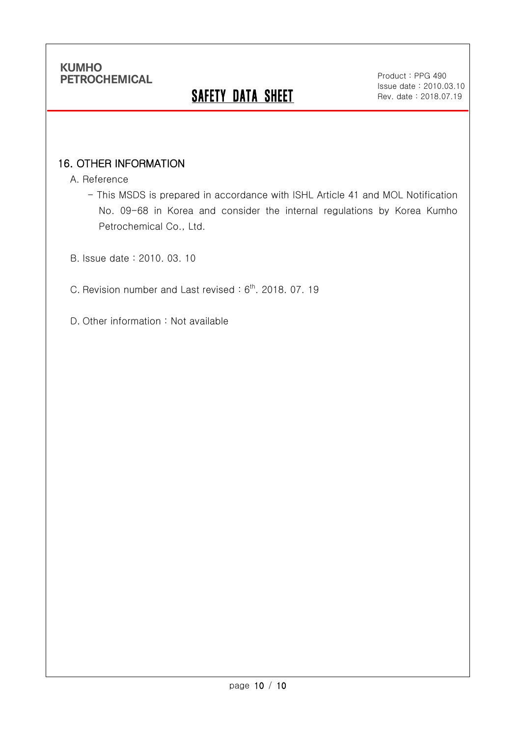## 16. OTHER INFORMATION

A. Reference

- This MSDS is prepared in accordance with ISHL Article 41 and MOL Notification No. 09-68 in Korea and consider the internal regulations by Korea Kumho Petrochemical Co., Ltd.

B. Issue date : 2010. 03. 10

C. Revision number and Last revised : 6th. 2018. 07. 19

D. Other information : Not available